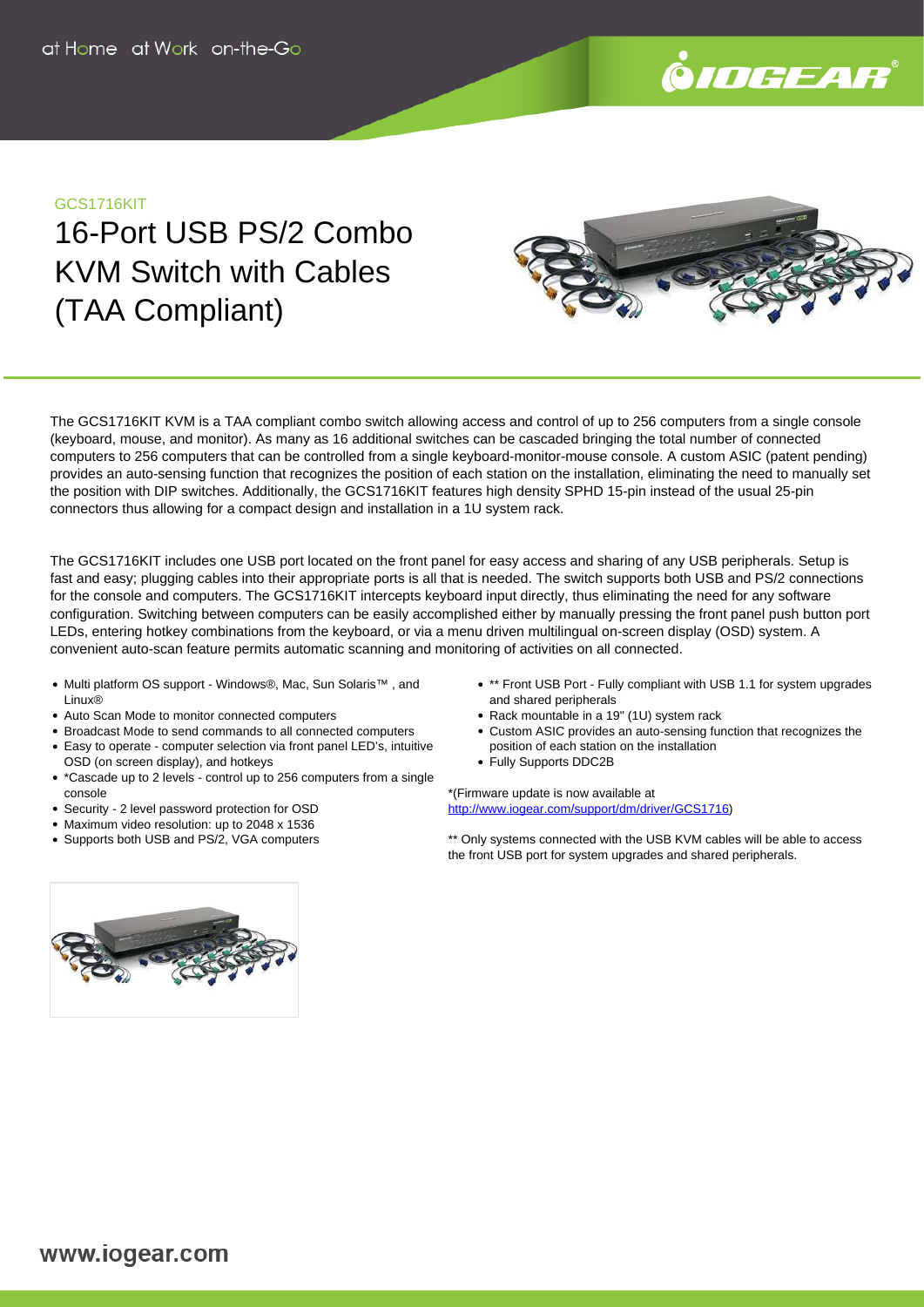at Home at Work on-the-Go

GCS1716KIT

# 16-Port USB PS/2 Combo KVM Switch with Cables (TAA Compliant)

The GCS1716KIT KVM is a TAA compliant combo switch allowing access and control of up to 256 computers from a single console (keyboard, mouse, and monitor). As many as 16 additional switches can be cascaded bringing the total number of connected computers to 256 computers that can be controlled from a single keyboard-monitor-mouse console. A custom ASIC (patent pending) provides an auto-sensing function that recognizes the position of each station on the installation, eliminating the need to manually set the position with DIP switches. Additionally, the GCS1716KIT features high density SPHD 15-pin instead of the usual 25-pin connectors thus allowing for a compact design and installation in a 1U system rack.

The GCS1716KIT includes one USB port located on the front panel for easy access and sharing of any USB peripherals. Setup is fast and easy; plugging cables into their appropriate ports is all that is needed. The switch supports both USB and PS/2 connections for the console and computers. The GCS1716KIT intercepts keyboard input directly, thus eliminating the need for any software configuration. Switching between computers can be easily accomplished either by manually pressing the front panel push button port LEDs, entering hotkey combinations from the keyboard, or via a menu driven multilingual on-screen display (OSD) system. A convenient auto-scan feature permits automatic scanning and monitoring of activities on all connected.

- Multi platform OS support - Windows®, Mac, Sun Solaris™ , and Linux®
- Auto Scan Mode to monitor connected computers
- Broadcast Mode to send commands to all connected computers
- Easy to operate - computer selection via front panel LED's, intuitive OSD (on screen display), and hotkeys
- *Cascade up to 2 levels - control up to 256 computers from a single console
- Security - 2 level password protection for OSD
- Maximum video resolution: up to 2048 x 1536
- Supports both USB and PS/2, VGA computers
- ** Front USB Port - Fully compliant with USB 1.1 for system upgrades and shared peripherals
- Rack mountable in a 19" (1U) system rack
- Custom ASIC provides an auto-sensing function that recognizes the position of each station on the installation
- Fully Supports DDC2B

*(Firmware update is now available at http://www.iogear.com/support/dm/driver/GCS1716)

** Only systems connected with the USB KVM cables will be able to access the front USB port for system upgrades and shared peripherals.

www.iogear.com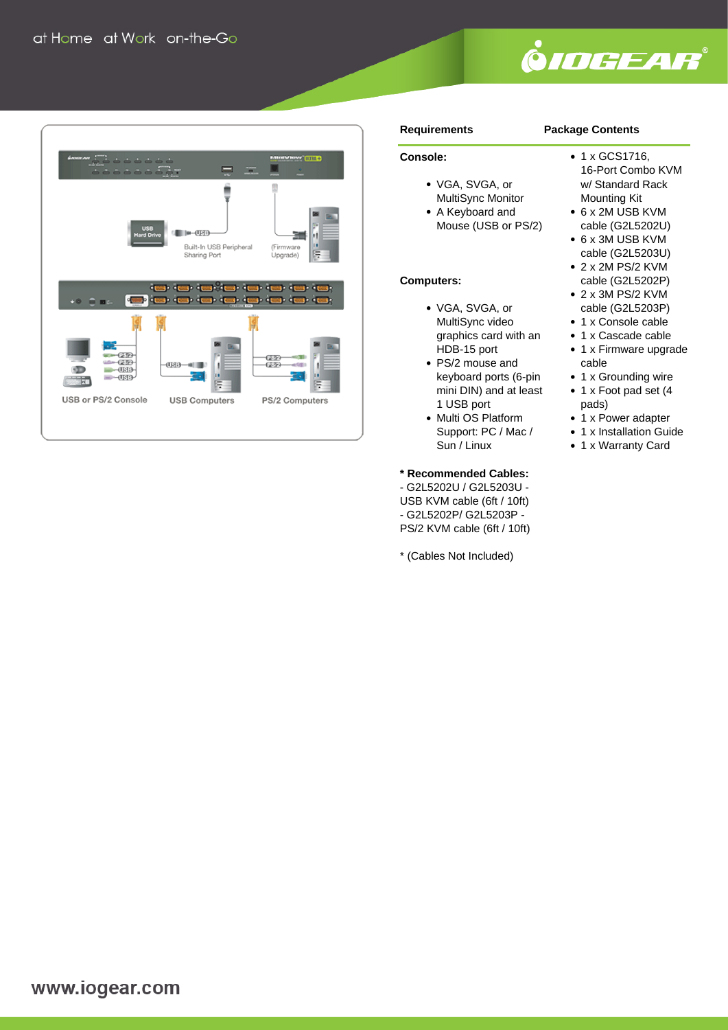**Requirements**

**Console:**

- VGA, SVGA, or MultiSync Monitor
- A Keyboard and Mouse (USB or PS/2)

**Computers:**

- VGA, SVGA, or MultiSync video graphics card with an HDB-15 port
- PS/2 mouse and keyboard ports (6-pin mini DIN) and at least 1 USB port
- Multi OS Platform Support: PC / Mac / Sun / Linux

**\* Recommended Cables:**
- G2L5202U / G2L5203U - USB KVM cable (6ft / 10ft)
- G2L5202P/ G2L5203P - PS/2 KVM cable (6ft / 10ft)

\* (Cables Not Included)

**Package Contents**

- 1 x GCS1716, 16-Port Combo KVM w/ Standard Rack Mounting Kit
- 6 x 2M USB KVM cable (G2L5202U)
- 6 x 3M USB KVM cable (G2L5203U)
- 2 x 2M PS/2 KVM cable (G2L5202P)
- 2 x 3M PS/2 KVM cable (G2L5203P)
- 1 x Console cable
- 1 x Cascade cable
- 1 x Firmware upgrade cable
- 1 x Grounding wire
- 1 x Foot pad set (4 pads)
- 1 x Power adapter
- 1 x Installation Guide
- 1 x Warranty Card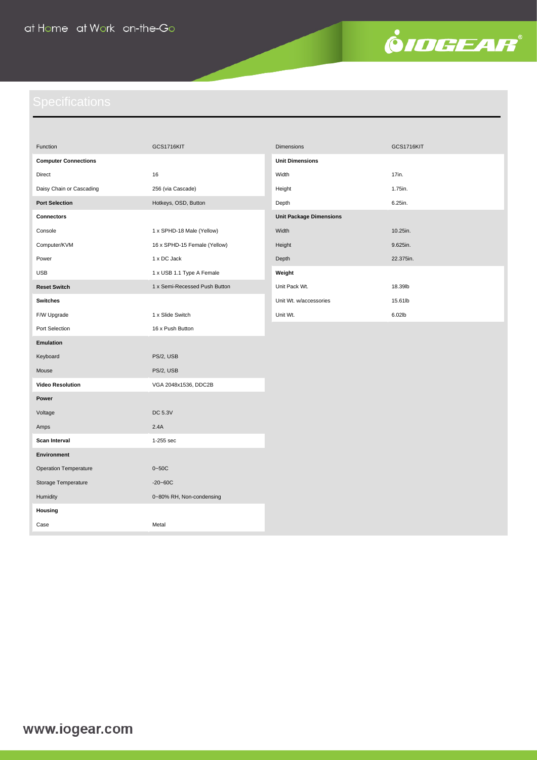# Specifications

| Function | GCS1716KIT |
|---|---|
| **Computer Connections** | |
| Direct | 16 |
| Daisy Chain or Cascading | 256 (via Cascade) |
| **Port Selection** | Hotkeys, OSD, Button |
| **Connectors** | |
| Console | 1 x SPHD-18 Male (Yellow) |
| Computer/KVM | 16 x SPHD-15 Female (Yellow) |
| Power | 1 x DC Jack |
| USB | 1 x USB 1.1 Type A Female |
| **Reset Switch** | 1 x Semi-Recessed Push Button |
| **Switches** | |
| F/W Upgrade | 1 x Slide Switch |
| Port Selection | 16 x Push Button |
| **Emulation** | |
| Keyboard | PS/2, USB |
| Mouse | PS/2, USB |
| **Video Resolution** | VGA 2048x1536, DDC2B |
| **Power** | |
| Voltage | DC 5.3V |
| Amps | 2.4A |
| **Scan Interval** | 1-255 sec |
| **Environment** | |
| Operation Temperature | 0~50C |
| Storage Temperature | -20~60C |
| Humidity | 0~80% RH, Non-condensing |
| **Housing** | |
| Case | Metal |

| Dimensions | GCS1716KIT |
|---|---|
| **Unit Dimensions** | |
| Width | 17in. |
| Height | 1.75in. |
| Depth | 6.25in. |
| **Unit Package Dimensions** | |
| Width | 10.25in. |
| Height | 9.625in. |
| Depth | 22.375in. |
| **Weight** | |
| Unit Pack Wt. | 18.39lb |
| Unit Wt. w/accessories | 15.61lb |
| Unit Wt. | 6.02lb |

www.iogear.com